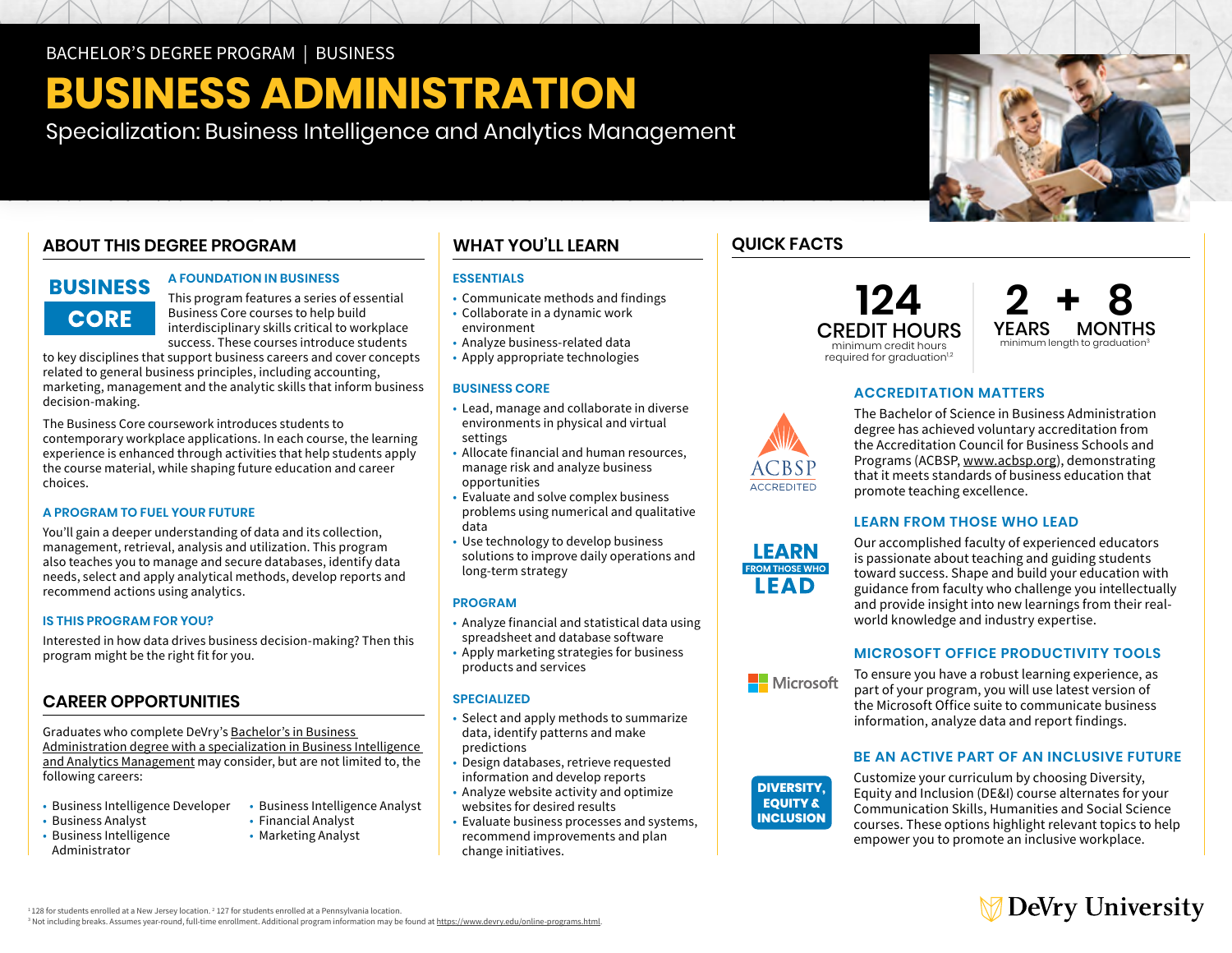BACHELOR'S DEGREE PROGRAM | BUSINESS

# BUSINESS ADMINISTRATION

Specialization: Business Intelligence and Analytics Management

## ABOUT THIS DEGREE PROGRAM

BUSINESS CORE

### A FOUNDATION IN BUSINESS

This program features a series of essential Business Core courses to help build interdisciplinary skills critical to workplace success. These courses introduce students to key disciplines that support business careers and cover concepts related to general business principles, including accounting, marketing, management and the analytic skills that inform business decision-making.

The Business Core coursework introduces students to contemporary workplace applications. In each course, the learning experience is enhanced through activities that help students apply the course material, while shaping future education and career choices.

### A PROGRAM TO FUEL YOUR FUTURE

You'll gain a deeper understanding of data and its collection, management, retrieval, analysis and utilization. This program also teaches you to manage and secure databases, identify data needs, select and apply analytical methods, develop reports and recommend actions using analytics.

### IS THIS PROGRAM FOR YOU?

Interested in how data drives business decision-making? Then this program might be the right fit for you.

## CAREER OPPORTUNITIES

Graduates who complete DeVry's Bachelor's in Business Administration degree with a specialization in Business Intelligence and Analytics Management may consider, but are not limited to, the following careers:

- Business Intelligence Developer
- Business Analyst
- Business Intelligence Administrator
- Business Intelligence Analyst
- Financial Analyst
- Marketing Analyst

## WHAT YOU'LL LEARN

### ESSENTIALS

- Communicate methods and findings
- Collaborate in a dynamic work environment
- Analyze business-related data
- Apply appropriate technologies

### BUSINESS CORE

- Lead, manage and collaborate in diverse environments in physical and virtual settings
- Allocate financial and human resources, manage risk and analyze business opportunities
- Evaluate and solve complex business problems using numerical and qualitative data
- Use technology to develop business solutions to improve daily operations and long-term strategy

### PROGRAM

- Analyze financial and statistical data using spreadsheet and database software
- Apply marketing strategies for business products and services

### SPECIALIZED

- Select and apply methods to summarize data, identify patterns and make predictions
- Design databases, retrieve requested information and develop reports
- Analyze website activity and optimize websites for desired results
- Evaluate business processes and systems, recommend improvements and plan change initiatives.

## QUICK FACTS

**124** CREDIT HOURS
minimum credit hours required for graduation[1,2]

**2 + 8** YEARS MONTHS
minimum length to graduation[3]

ACBSP ACCREDITED

### ACCREDITATION MATTERS

The Bachelor of Science in Business Administration degree has achieved voluntary accreditation from the Accreditation Council for Business Schools and Programs (ACBSP, www.acbsp.org), demonstrating that it meets standards of business education that promote teaching excellence.

LEARN FROM THOSE WHO LEAD

### LEARN FROM THOSE WHO LEAD

Our accomplished faculty of experienced educators is passionate about teaching and guiding students toward success. Shape and build your education with guidance from faculty who challenge you intellectually and provide insight into new learnings from their real-world knowledge and industry expertise.

Microsoft

### MICROSOFT OFFICE PRODUCTIVITY TOOLS

To ensure you have a robust learning experience, as part of your program, you will use latest version of the Microsoft Office suite to communicate business information, analyze data and report findings.

DIVERSITY, EQUITY & INCLUSION

### BE AN ACTIVE PART OF AN INCLUSIVE FUTURE

Customize your curriculum by choosing Diversity, Equity and Inclusion (DE&I) course alternates for your Communication Skills, Humanities and Social Science courses. These options highlight relevant topics to help empower you to promote an inclusive workplace.

[1] 128 for students enrolled at a New Jersey location. [2] 127 for students enrolled at a Pennsylvania location.
[3] Not including breaks. Assumes year-round, full-time enrollment. Additional program information may be found at https://www.devry.edu/online-programs.html.

DeVry University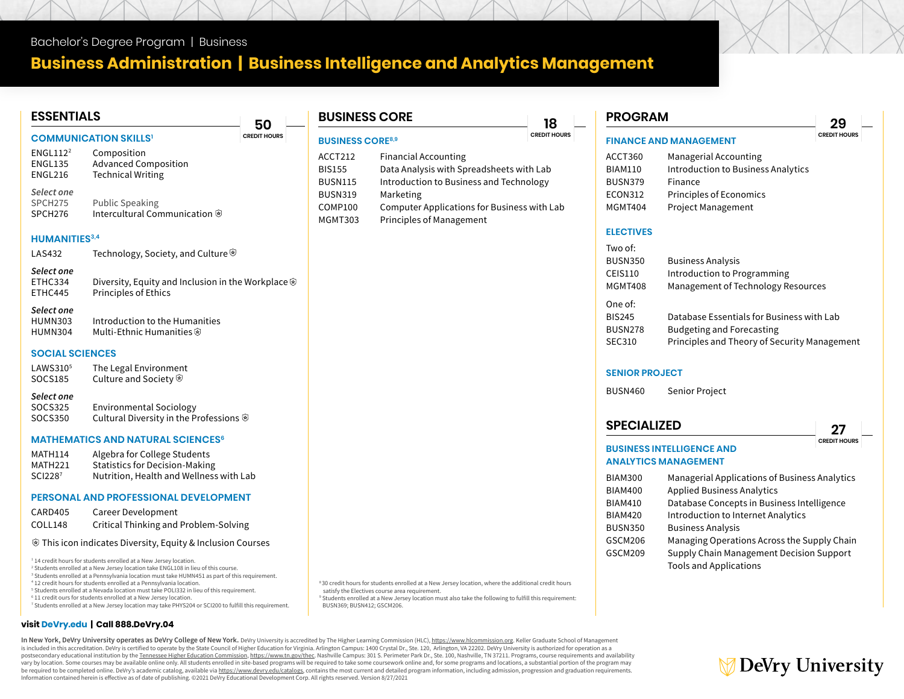Bachelor's Degree Program | Business

# Business Administration | Business Intelligence and Analytics Management

## ESSENTIALS

**50** CREDIT HOURS

### COMMUNICATION SKILLS[1]

| | |
|---|---|
| ENGL112[2] | Composition |
| ENGL135 | Advanced Composition |
| ENGL216 | Technical Writing |
| *Select one* | |
| SPCH275 | Public Speaking |
| SPCH276 | Intercultural Communication ⛨ |

### HUMANITIES[3,4]

| | |
|---|---|
| LAS432 | Technology, Society, and Culture ⛨ |
| *Select one* | |
| ETHC334 | Diversity, Equity and Inclusion in the Workplace ⛨ |
| ETHC445 | Principles of Ethics |
| *Select one* | |
| HUMN303 | Introduction to the Humanities |
| HUMN304 | Multi-Ethnic Humanities ⛨ |

### SOCIAL SCIENCES

| | |
|---|---|
| LAWS310[5] | The Legal Environment |
| SOCS185 | Culture and Society ⛨ |
| *Select one* | |
| SOCS325 | Environmental Sociology |
| SOCS350 | Cultural Diversity in the Professions ⛨ |

### MATHEMATICS AND NATURAL SCIENCES[6]

| | |
|---|---|
| MATH114 | Algebra for College Students |
| MATH221 | Statistics for Decision-Making |
| SCI228[7] | Nutrition, Health and Wellness with Lab |

### PERSONAL AND PROFESSIONAL DEVELOPMENT

| | |
|---|---|
| CARD405 | Career Development |
| COLL148 | Critical Thinking and Problem-Solving |

⛨ This icon indicates Diversity, Equity & Inclusion Courses

[1] 14 credit hours for students enrolled at a New Jersey location.
[2] Students enrolled at a New Jersey location take ENGL108 in lieu of this course.
[3] Students enrolled at a Pennsylvania location must take HUMN451 as part of this requirement.
[4] 12 credit hours for students enrolled at a Pennsylvania location.
[5] Students enrolled at a Nevada location must take POLI332 in lieu of this requirement.
[6] 11 credit ours for students enrolled at a New Jersey location.
[7] Students enrolled at a New Jersey location may take PHYS204 or SCI200 to fulfill this requirement.

## BUSINESS CORE

**18** CREDIT HOURS

### BUSINESS CORE[8,9]

| | |
|---|---|
| ACCT212 | Financial Accounting |
| BIS155 | Data Analysis with Spreadsheets with Lab |
| BUSN115 | Introduction to Business and Technology |
| BUSN319 | Marketing |
| COMP100 | Computer Applications for Business with Lab |
| MGMT303 | Principles of Management |

[8] 30 credit hours for students enrolled at a New Jersey location, where the additional credit hours satisfy the Electives course area requirement.
[9] Students enrolled at a New Jersey location must also take the following to fulfill this requirement: BUSN369; BUSN412; GSCM206.

## PROGRAM

**29** CREDIT HOURS

### FINANCE AND MANAGEMENT

| | |
|---|---|
| ACCT360 | Managerial Accounting |
| BIAM110 | Introduction to Business Analytics |
| BUSN379 | Finance |
| ECON312 | Principles of Economics |
| MGMT404 | Project Management |

### ELECTIVES

| | |
|---|---|
| Two of: | |
| BUSN350 | Business Analysis |
| CEIS110 | Introduction to Programming |
| MGMT408 | Management of Technology Resources |
| One of: | |
| BIS245 | Database Essentials for Business with Lab |
| BUSN278 | Budgeting and Forecasting |
| SEC310 | Principles and Theory of Security Management |

### SENIOR PROJECT

| | |
|---|---|
| BUSN460 | Senior Project |

## SPECIALIZED

**27** CREDIT HOURS

### BUSINESS INTELLIGENCE AND ANALYTICS MANAGEMENT

| | |
|---|---|
| BIAM300 | Managerial Applications of Business Analytics |
| BIAM400 | Applied Business Analytics |
| BIAM410 | Database Concepts in Business Intelligence |
| BIAM420 | Introduction to Internet Analytics |
| BUSN350 | Business Analysis |
| GSCM206 | Managing Operations Across the Supply Chain |
| GSCM209 | Supply Chain Management Decision Support Tools and Applications |

**visit DeVry.edu | Call 888.DeVry.04**

**In New York, DeVry University operates as DeVry College of New York.** DeVry University is accredited by The Higher Learning Commission (HLC), https://www.hlcommission.org. Keller Graduate School of Management is included in this accreditation. DeVry is certified to operate by the State Council of Higher Education for Virginia. Arlington Campus: 1400 Crystal Dr., Ste. 120, Arlington, VA 22202. DeVry University is authorized for operation as a postsecondary educational institution by the Tennessee Higher Education Commission, https://www.tn.gov/thec. Nashville Campus: 301 S. Perimeter Park Dr., Ste. 100, Nashville, TN 37211. Programs, course requirements and availability vary by location. Some courses may be available online only. All students enrolled in site-based programs will be required to take some coursework online and, for some programs and locations, a substantial portion of the program may be required to be completed online. DeVry's academic catalog, available via https://www.devry.edu/catalogs, contains the most current and detailed program information, including admission, progression and graduation requirements. Information contained herein is effective as of date of publishing. ©2021 DeVry Educational Development Corp. All rights reserved. Version 8/27/2021

DeVry University